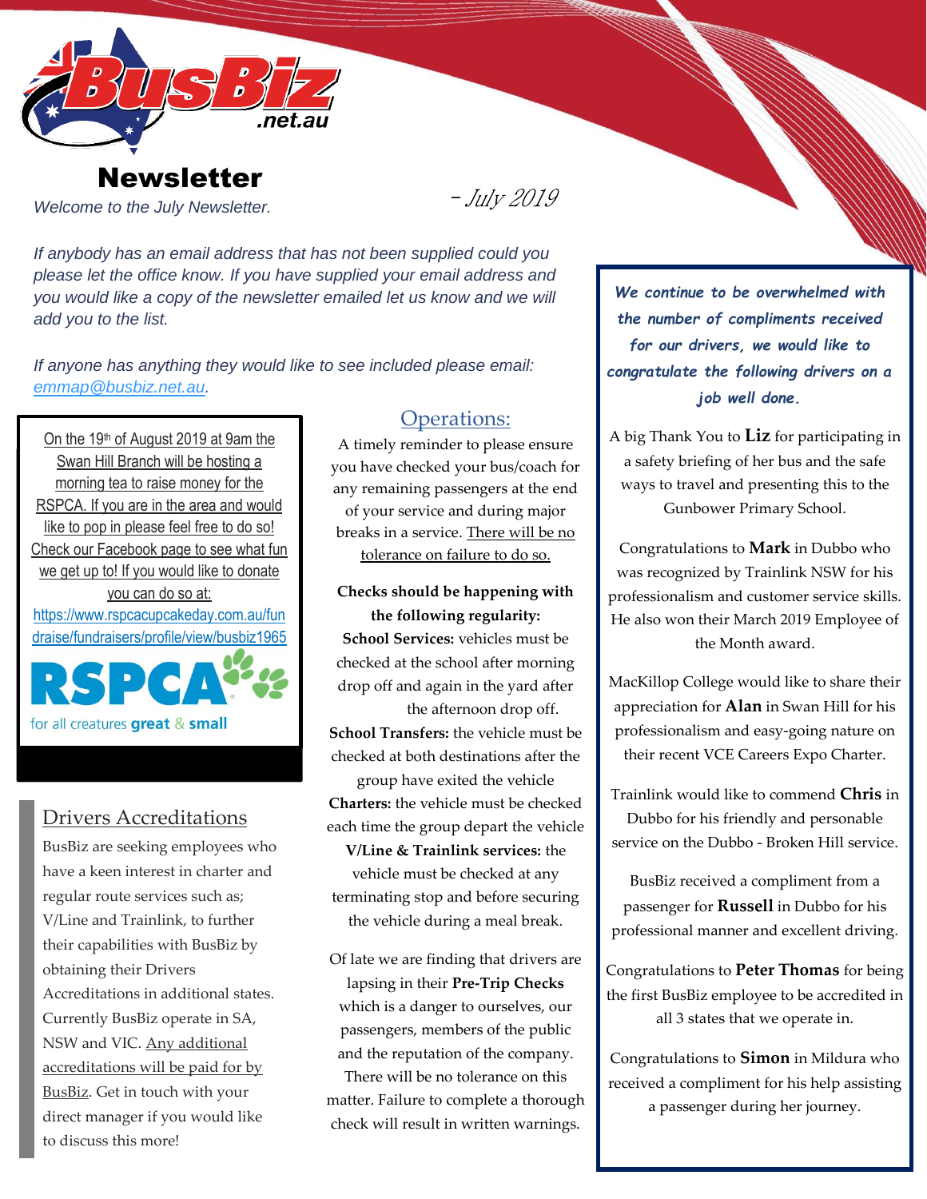# Newsletter

*Welcome to the July Newsletter.*

*- July 2019*

*If anybody has an email address that has not been supplied could you please let the office know. If you have supplied your email address and you would like a copy of the newsletter emailed let us know and we will add you to the list.*

*If anyone has anything they would like to see included please email: emmap@busbiz.net.au.*

On the 19th of August 2019 at 9am the Swan Hill Branch will be hosting a morning tea to raise money for the RSPCA. If you are in the area and would like to pop in please feel free to do so! Check our Facebook page to see what fun we get up to! If you would like to donate you can do so at: https://www.rspcacupcakeday.com.au/fundraise/fundraisers/profile/view/busbiz1965

RSPCA for all creatures **great** & **small**

## Drivers Accreditations

BusBiz are seeking employees who have a keen interest in charter and regular route services such as; V/Line and Trainlink, to further their capabilities with BusBiz by obtaining their Drivers Accreditations in additional states. Currently BusBiz operate in SA, NSW and VIC. Any additional accreditations will be paid for by BusBiz. Get in touch with your direct manager if you would like to discuss this more!

## Operations:

A timely reminder to please ensure you have checked your bus/coach for any remaining passengers at the end of your service and during major breaks in a service. There will be no tolerance on failure to do so.

**Checks should be happening with the following regularity:**

**School Services:** vehicles must be checked at the school after morning drop off and again in the yard after the afternoon drop off.

**School Transfers:** the vehicle must be checked at both destinations after the group have exited the vehicle

**Charters:** the vehicle must be checked each time the group depart the vehicle

**V/Line & Trainlink services:** the vehicle must be checked at any terminating stop and before securing the vehicle during a meal break.

Of late we are finding that drivers are lapsing in their **Pre-Trip Checks** which is a danger to ourselves, our passengers, members of the public and the reputation of the company. There will be no tolerance on this matter. Failure to complete a thorough check will result in written warnings.

***We continue to be overwhelmed with the number of compliments received for our drivers, we would like to congratulate the following drivers on a job well done.***

A big Thank You to **Liz** for participating in a safety briefing of her bus and the safe ways to travel and presenting this to the Gunbower Primary School.

Congratulations to **Mark** in Dubbo who was recognized by Trainlink NSW for his professionalism and customer service skills. He also won their March 2019 Employee of the Month award.

MacKillop College would like to share their appreciation for **Alan** in Swan Hill for his professionalism and easy-going nature on their recent VCE Careers Expo Charter.

Trainlink would like to commend **Chris** in Dubbo for his friendly and personable service on the Dubbo - Broken Hill service.

BusBiz received a compliment from a passenger for **Russell** in Dubbo for his professional manner and excellent driving.

Congratulations to **Peter Thomas** for being the first BusBiz employee to be accredited in all 3 states that we operate in.

Congratulations to **Simon** in Mildura who received a compliment for his help assisting a passenger during her journey.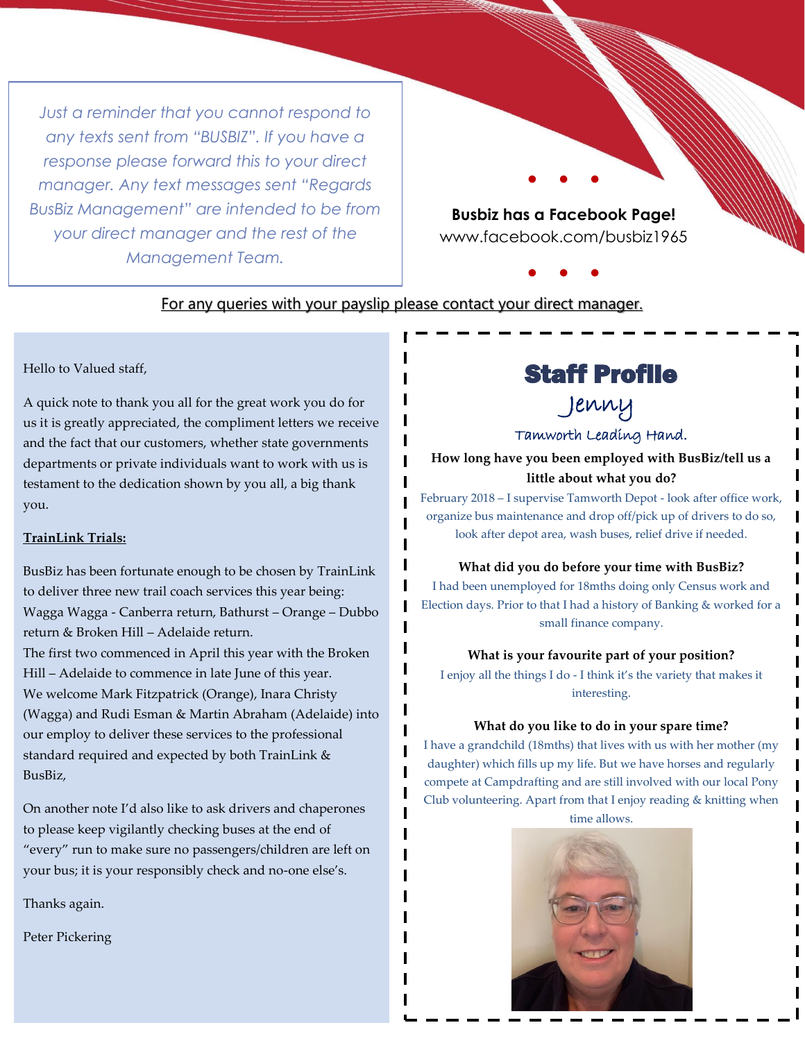*Just a reminder that you cannot respond to any texts sent from "BUSBIZ". If you have a response please forward this to your direct manager. Any text messages sent "Regards BusBiz Management" are intended to be from your direct manager and the rest of the Management Team.*

**Busbiz has a Facebook Page!**
www.facebook.com/busbiz1965

For any queries with your payslip please contact your direct manager.

Hello to Valued staff,

A quick note to thank you all for the great work you do for us it is greatly appreciated, the compliment letters we receive and the fact that our customers, whether state governments departments or private individuals want to work with us is testament to the dedication shown by you all, a big thank you.

**TrainLink Trials:**

BusBiz has been fortunate enough to be chosen by TrainLink to deliver three new trail coach services this year being: Wagga Wagga - Canberra return, Bathurst – Orange – Dubbo return & Broken Hill – Adelaide return.
The first two commenced in April this year with the Broken Hill – Adelaide to commence in late June of this year.
We welcome Mark Fitzpatrick (Orange), Inara Christy (Wagga) and Rudi Esman & Martin Abraham (Adelaide) into our employ to deliver these services to the professional standard required and expected by both TrainLink & BusBiz,

On another note I'd also like to ask drivers and chaperones to please keep vigilantly checking buses at the end of "every" run to make sure no passengers/children are left on your bus; it is your responsibly check and no-one else's.

Thanks again.

Peter Pickering

## Staff Profile

### Jenny

Tamworth Leading Hand.

**How long have you been employed with BusBiz/tell us a little about what you do?**

February 2018 – I supervise Tamworth Depot - look after office work, organize bus maintenance and drop off/pick up of drivers to do so, look after depot area, wash buses, relief drive if needed.

**What did you do before your time with BusBiz?**

I had been unemployed for 18mths doing only Census work and Election days. Prior to that I had a history of Banking & worked for a small finance company.

**What is your favourite part of your position?**

I enjoy all the things I do - I think it's the variety that makes it interesting.

**What do you like to do in your spare time?**

I have a grandchild (18mths) that lives with us with her mother (my daughter) which fills up my life. But we have horses and regularly compete at Campdrafting and are still involved with our local Pony Club volunteering. Apart from that I enjoy reading & knitting when time allows.